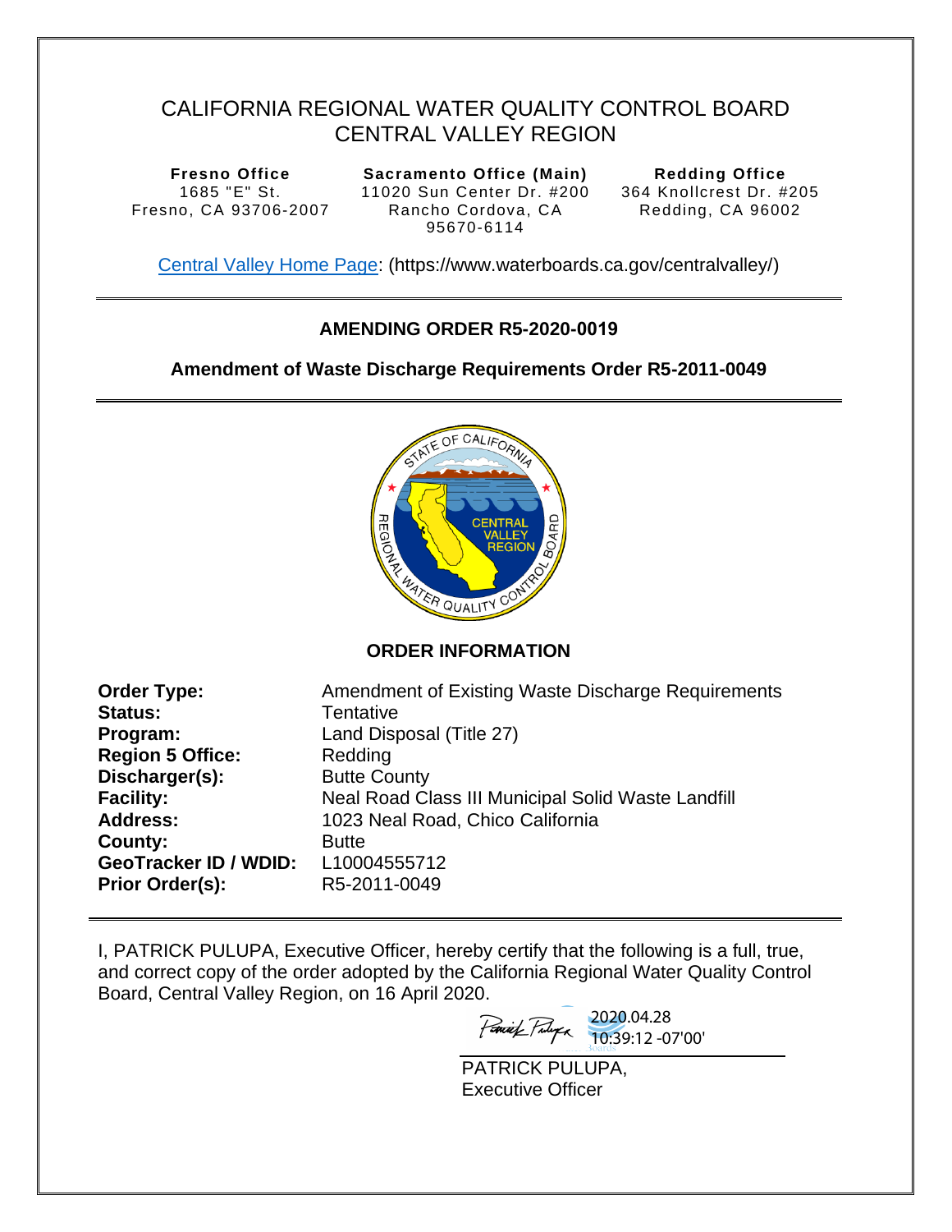# CALIFORNIA REGIONAL WATER QUALITY CONTROL BOARD
# CENTRAL VALLEY REGION

| Fresno Office | Sacramento Office (Main) | Redding Office |
|---|---|---|
| 1685 "E" St. | 11020 Sun Center Dr. #200 | 364 Knollcrest Dr. #205 |
| Fresno, CA 93706-2007 | Rancho Cordova, CA 95670-6114 | Redding, CA 96002 |

Central Valley Home Page: (https://www.waterboards.ca.gov/centralvalley/)

---

## AMENDING ORDER R5-2020-0019

### Amendment of Waste Discharge Requirements Order R5-2011-0049

---

### ORDER INFORMATION

| | |
|---|---|
| **Order Type:** | Amendment of Existing Waste Discharge Requirements |
| **Status:** | Tentative |
| **Program:** | Land Disposal (Title 27) |
| **Region 5 Office:** | Redding |
| **Discharger(s):** | Butte County |
| **Facility:** | Neal Road Class III Municipal Solid Waste Landfill |
| **Address:** | 1023 Neal Road, Chico California |
| **County:** | Butte |
| **GeoTracker ID / WDID:** | L10004555712 |
| **Prior Order(s):** | R5-2011-0049 |

---

I, PATRICK PULUPA, Executive Officer, hereby certify that the following is a full, true, and correct copy of the order adopted by the California Regional Water Quality Control Board, Central Valley Region, on 16 April 2020.

2020.04.28 10:39:12 -07'00'

PATRICK PULUPA,
Executive Officer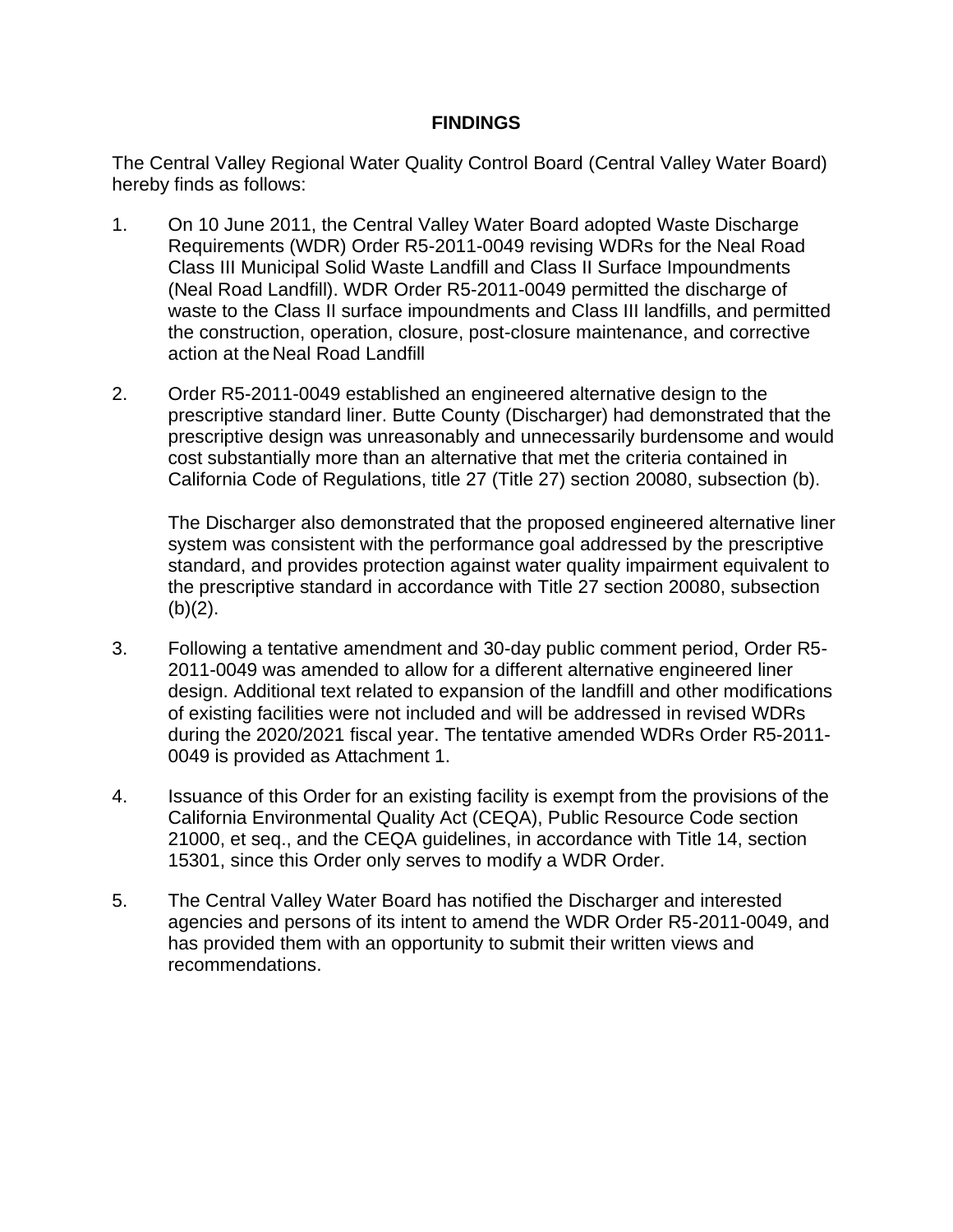## FINDINGS

The Central Valley Regional Water Quality Control Board (Central Valley Water Board) hereby finds as follows:

1. On 10 June 2011, the Central Valley Water Board adopted Waste Discharge Requirements (WDR) Order R5-2011-0049 revising WDRs for the Neal Road Class III Municipal Solid Waste Landfill and Class II Surface Impoundments (Neal Road Landfill). WDR Order R5-2011-0049 permitted the discharge of waste to the Class II surface impoundments and Class III landfills, and permitted the construction, operation, closure, post-closure maintenance, and corrective action at the Neal Road Landfill

2. Order R5-2011-0049 established an engineered alternative design to the prescriptive standard liner. Butte County (Discharger) had demonstrated that the prescriptive design was unreasonably and unnecessarily burdensome and would cost substantially more than an alternative that met the criteria contained in California Code of Regulations, title 27 (Title 27) section 20080, subsection (b).

   The Discharger also demonstrated that the proposed engineered alternative liner system was consistent with the performance goal addressed by the prescriptive standard, and provides protection against water quality impairment equivalent to the prescriptive standard in accordance with Title 27 section 20080, subsection (b)(2).

3. Following a tentative amendment and 30-day public comment period, Order R5-2011-0049 was amended to allow for a different alternative engineered liner design. Additional text related to expansion of the landfill and other modifications of existing facilities were not included and will be addressed in revised WDRs during the 2020/2021 fiscal year. The tentative amended WDRs Order R5-2011-0049 is provided as Attachment 1.

4. Issuance of this Order for an existing facility is exempt from the provisions of the California Environmental Quality Act (CEQA), Public Resource Code section 21000, et seq., and the CEQA guidelines, in accordance with Title 14, section 15301, since this Order only serves to modify a WDR Order.

5. The Central Valley Water Board has notified the Discharger and interested agencies and persons of its intent to amend the WDR Order R5-2011-0049, and has provided them with an opportunity to submit their written views and recommendations.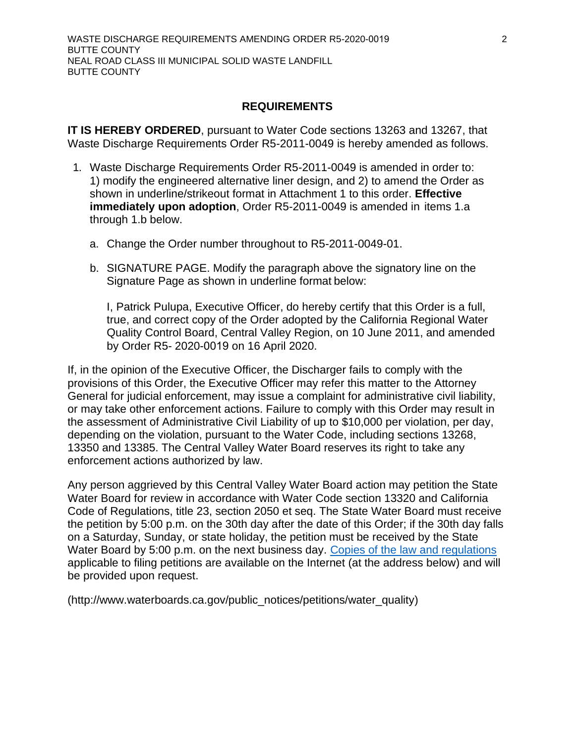## REQUIREMENTS

**IT IS HEREBY ORDERED**, pursuant to Water Code sections 13263 and 13267, that Waste Discharge Requirements Order R5-2011-0049 is hereby amended as follows.

1. Waste Discharge Requirements Order R5-2011-0049 is amended in order to: 1) modify the engineered alternative liner design, and 2) to amend the Order as shown in underline/strikeout format in Attachment 1 to this order. **Effective immediately upon adoption**, Order R5-2011-0049 is amended in items 1.a through 1.b below.

   a. Change the Order number throughout to R5-2011-0049-01.

   b. SIGNATURE PAGE. Modify the paragraph above the signatory line on the Signature Page as shown in underline format below:

      I, Patrick Pulupa, Executive Officer, do hereby certify that this Order is a full, true, and correct copy of the Order adopted by the California Regional Water Quality Control Board, Central Valley Region, on 10 June 2011, and amended by Order R5- 2020-0019 on 16 April 2020.

If, in the opinion of the Executive Officer, the Discharger fails to comply with the provisions of this Order, the Executive Officer may refer this matter to the Attorney General for judicial enforcement, may issue a complaint for administrative civil liability, or may take other enforcement actions. Failure to comply with this Order may result in the assessment of Administrative Civil Liability of up to $10,000 per violation, per day, depending on the violation, pursuant to the Water Code, including sections 13268, 13350 and 13385. The Central Valley Water Board reserves its right to take any enforcement actions authorized by law.

Any person aggrieved by this Central Valley Water Board action may petition the State Water Board for review in accordance with Water Code section 13320 and California Code of Regulations, title 23, section 2050 et seq. The State Water Board must receive the petition by 5:00 p.m. on the 30th day after the date of this Order; if the 30th day falls on a Saturday, Sunday, or state holiday, the petition must be received by the State Water Board by 5:00 p.m. on the next business day. Copies of the law and regulations applicable to filing petitions are available on the Internet (at the address below) and will be provided upon request.

(http://www.waterboards.ca.gov/public_notices/petitions/water_quality)